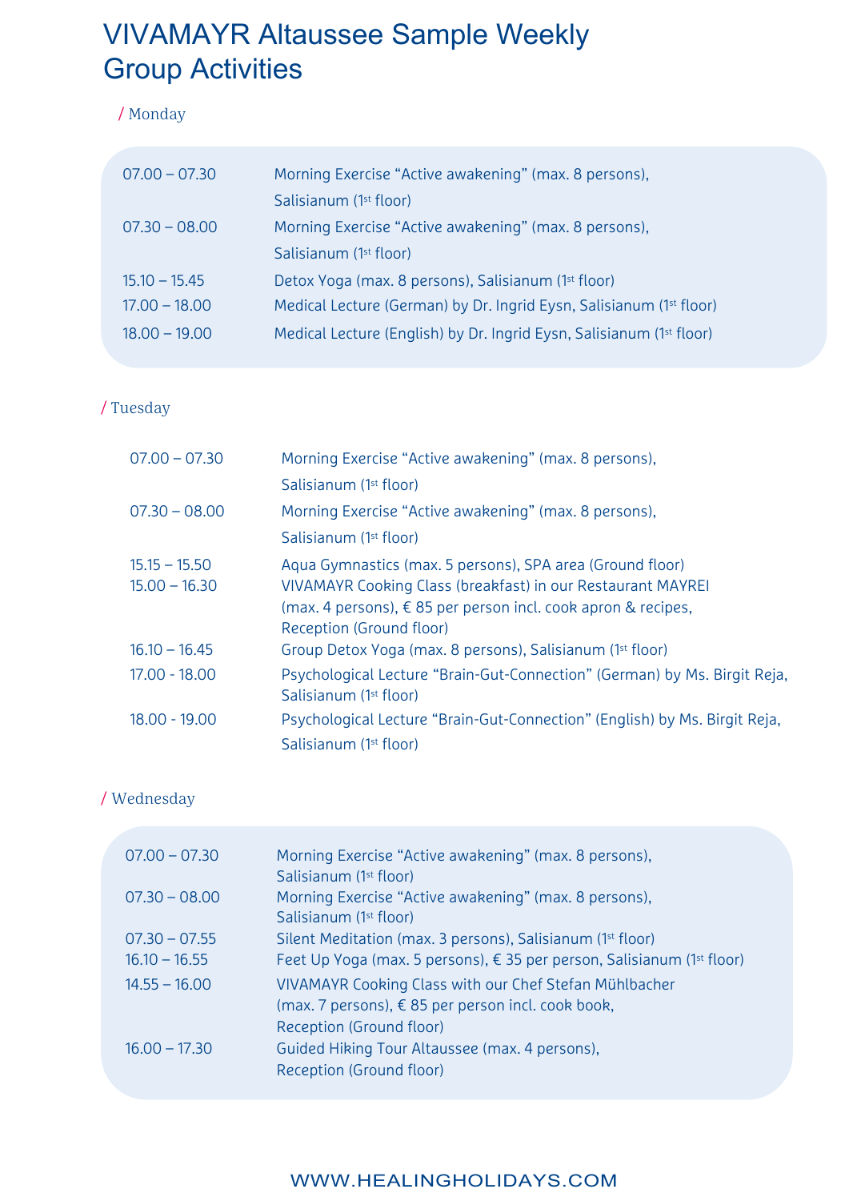# VIVAMAYR Altaussee Sample Weekly Group Activities

## / Monday

| | |
|---|---|
| 07.00 – 07.30 | Morning Exercise “Active awakening” (max. 8 persons), Salisianum (1st floor) |
| 07.30 – 08.00 | Morning Exercise “Active awakening” (max. 8 persons), Salisianum (1st floor) |
| 15.10 – 15.45 | Detox Yoga (max. 8 persons), Salisianum (1st floor) |
| 17.00 – 18.00 | Medical Lecture (German) by Dr. Ingrid Eysn, Salisianum (1st floor) |
| 18.00 – 19.00 | Medical Lecture (English) by Dr. Ingrid Eysn, Salisianum (1st floor) |

## / Tuesday

| | |
|---|---|
| 07.00 – 07.30 | Morning Exercise “Active awakening” (max. 8 persons), Salisianum (1st floor) |
| 07.30 – 08.00 | Morning Exercise “Active awakening” (max. 8 persons), Salisianum (1st floor) |
| 15.15 – 15.50 | Aqua Gymnastics (max. 5 persons), SPA area (Ground floor) |
| 15.00 – 16.30 | VIVAMAYR Cooking Class (breakfast) in our Restaurant MAYREI (max. 4 persons), € 85 per person incl. cook apron & recipes, Reception (Ground floor) |
| 16.10 – 16.45 | Group Detox Yoga (max. 8 persons), Salisianum (1st floor) |
| 17.00 - 18.00 | Psychological Lecture “Brain-Gut-Connection” (German) by Ms. Birgit Reja, Salisianum (1st floor) |
| 18.00 - 19.00 | Psychological Lecture “Brain-Gut-Connection” (English) by Ms. Birgit Reja, Salisianum (1st floor) |

## / Wednesday

| | |
|---|---|
| 07.00 – 07.30 | Morning Exercise “Active awakening” (max. 8 persons), Salisianum (1st floor) |
| 07.30 – 08.00 | Morning Exercise “Active awakening” (max. 8 persons), Salisianum (1st floor) |
| 07.30 – 07.55 | Silent Meditation (max. 3 persons), Salisianum (1st floor) |
| 16.10 – 16.55 | Feet Up Yoga (max. 5 persons), € 35 per person, Salisianum (1st floor) |
| 14.55 – 16.00 | VIVAMAYR Cooking Class with our Chef Stefan Mühlbacher (max. 7 persons), € 85 per person incl. cook book, Reception (Ground floor) |
| 16.00 – 17.30 | Guided Hiking Tour Altaussee (max. 4 persons), Reception (Ground floor) |

WWW.HEALINGHOLIDAYS.COM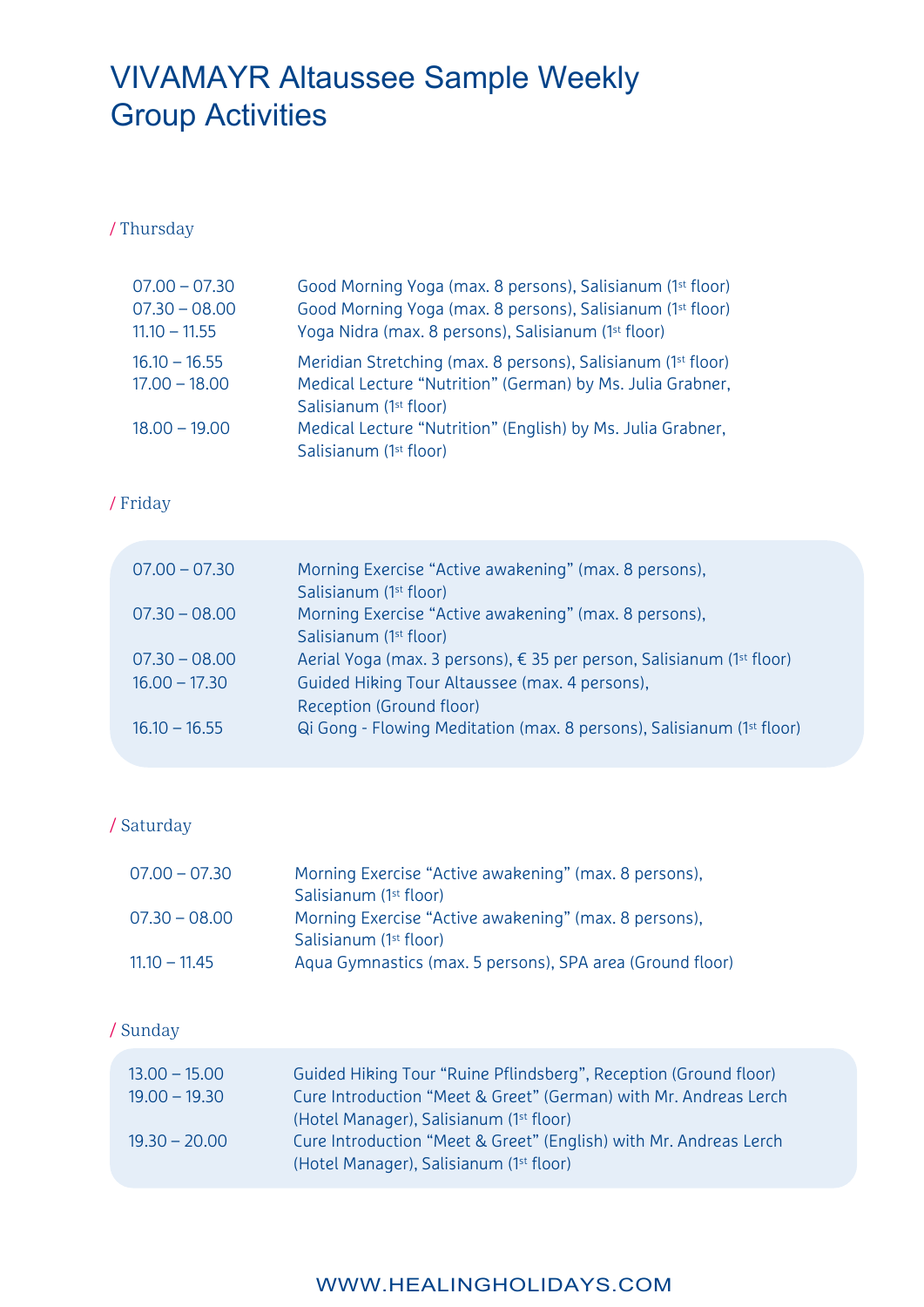# VIVAMAYR Altaussee Sample Weekly Group Activities

## / Thursday

| | |
|---|---|
| 07.00 – 07.30 | Good Morning Yoga (max. 8 persons), Salisianum (1st floor) |
| 07.30 – 08.00 | Good Morning Yoga (max. 8 persons), Salisianum (1st floor) |
| 11.10 – 11.55 | Yoga Nidra (max. 8 persons), Salisianum (1st floor) |
| 16.10 – 16.55 | Meridian Stretching (max. 8 persons), Salisianum (1st floor) |
| 17.00 – 18.00 | Medical Lecture "Nutrition" (German) by Ms. Julia Grabner, Salisianum (1st floor) |
| 18.00 – 19.00 | Medical Lecture "Nutrition" (English) by Ms. Julia Grabner, Salisianum (1st floor) |

## / Friday

| | |
|---|---|
| 07.00 – 07.30 | Morning Exercise "Active awakening" (max. 8 persons), Salisianum (1st floor) |
| 07.30 – 08.00 | Morning Exercise "Active awakening" (max. 8 persons), Salisianum (1st floor) |
| 07.30 – 08.00 | Aerial Yoga (max. 3 persons), € 35 per person, Salisianum (1st floor) |
| 16.00 – 17.30 | Guided Hiking Tour Altaussee (max. 4 persons), Reception (Ground floor) |
| 16.10 – 16.55 | Qi Gong - Flowing Meditation (max. 8 persons), Salisianum (1st floor) |

## / Saturday

| | |
|---|---|
| 07.00 – 07.30 | Morning Exercise "Active awakening" (max. 8 persons), Salisianum (1st floor) |
| 07.30 – 08.00 | Morning Exercise "Active awakening" (max. 8 persons), Salisianum (1st floor) |
| 11.10 – 11.45 | Aqua Gymnastics (max. 5 persons), SPA area (Ground floor) |

## / Sunday

| | |
|---|---|
| 13.00 – 15.00 | Guided Hiking Tour "Ruine Pflindsberg", Reception (Ground floor) |
| 19.00 – 19.30 | Cure Introduction "Meet & Greet" (German) with Mr. Andreas Lerch (Hotel Manager), Salisianum (1st floor) |
| 19.30 – 20.00 | Cure Introduction "Meet & Greet" (English) with Mr. Andreas Lerch (Hotel Manager), Salisianum (1st floor) |

WWW.HEALINGHOLIDAYS.COM